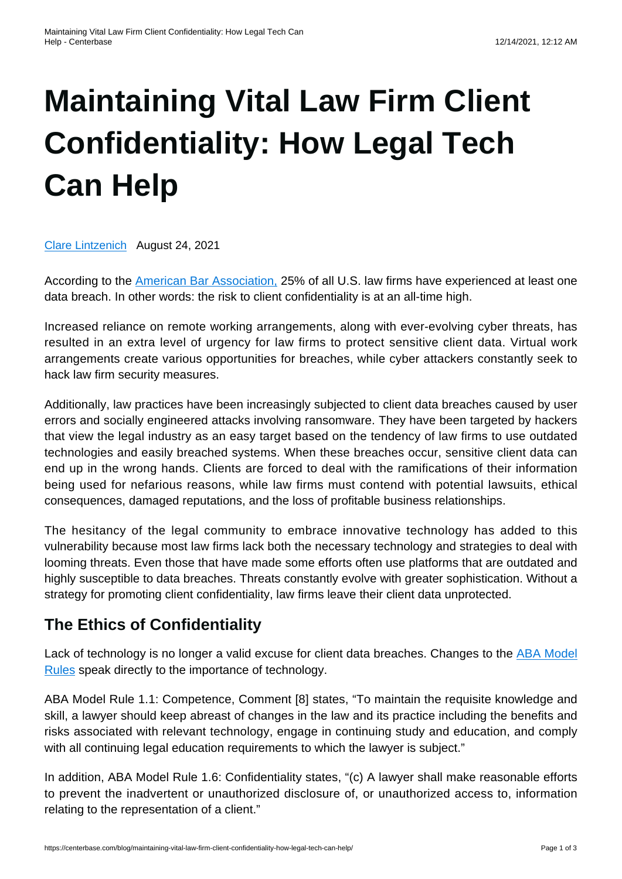# Maintaining Vital Law Firm Client Confidentiality: How Legal Tech Can Help

Clare Lintzenich August 24, 2021

According to the American Bar Association, 25% of all U.S. law firms have experienced at least one data breach. In other words: the risk to client confidentiality is at an all-time high.

Increased reliance on remote working arrangements, along with ever-evolving cyber threats, has resulted in an extra level of urgency for law firms to protect sensitive client data. Virtual work arrangements create various opportunities for breaches, while cyber attackers constantly seek to hack law firm security measures.

Additionally, law practices have been increasingly subjected to client data breaches caused by user errors and socially engineered attacks involving ransomware. They have been targeted by hackers that view the legal industry as an easy target based on the tendency of law firms to use outdated technologies and easily breached systems. When these breaches occur, sensitive client data can end up in the wrong hands. Clients are forced to deal with the ramifications of their information being used for nefarious reasons, while law firms must contend with potential lawsuits, ethical consequences, damaged reputations, and the loss of profitable business relationships.

The hesitancy of the legal community to embrace innovative technology has added to this vulnerability because most law firms lack both the necessary technology and strategies to deal with looming threats. Even those that have made some efforts often use platforms that are outdated and highly susceptible to data breaches. Threats constantly evolve with greater sophistication. Without a strategy for promoting client confidentiality, law firms leave their client data unprotected.

## The Ethics of Confidentiality

Lack of technology is no longer a valid excuse for client data breaches. Changes to the ABA Model Rules speak directly to the importance of technology.

ABA Model Rule 1.1: Competence, Comment [8] states, "To maintain the requisite knowledge and skill, a lawyer should keep abreast of changes in the law and its practice including the benefits and risks associated with relevant technology, engage in continuing study and education, and comply with all continuing legal education requirements to which the lawyer is subject."

In addition, ABA Model Rule 1.6: Confidentiality states, "(c) A lawyer shall make reasonable efforts to prevent the inadvertent or unauthorized disclosure of, or unauthorized access to, information relating to the representation of a client."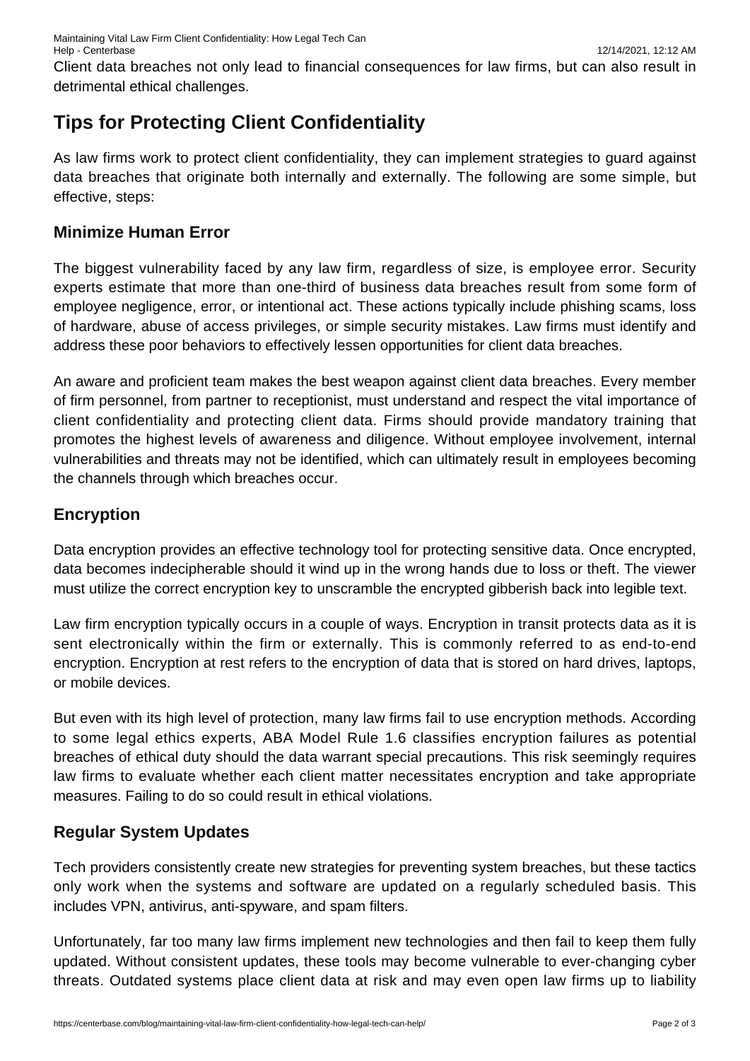Client data breaches not only lead to financial consequences for law firms, but can also result in detrimental ethical challenges.

## Tips for Protecting Client Confidentiality

As law firms work to protect client confidentiality, they can implement strategies to guard against data breaches that originate both internally and externally. The following are some simple, but effective, steps:

### Minimize Human Error

The biggest vulnerability faced by any law firm, regardless of size, is employee error. Security experts estimate that more than one-third of business data breaches result from some form of employee negligence, error, or intentional act. These actions typically include phishing scams, loss of hardware, abuse of access privileges, or simple security mistakes. Law firms must identify and address these poor behaviors to effectively lessen opportunities for client data breaches.

An aware and proficient team makes the best weapon against client data breaches. Every member of firm personnel, from partner to receptionist, must understand and respect the vital importance of client confidentiality and protecting client data. Firms should provide mandatory training that promotes the highest levels of awareness and diligence. Without employee involvement, internal vulnerabilities and threats may not be identified, which can ultimately result in employees becoming the channels through which breaches occur.

### Encryption

Data encryption provides an effective technology tool for protecting sensitive data. Once encrypted, data becomes indecipherable should it wind up in the wrong hands due to loss or theft. The viewer must utilize the correct encryption key to unscramble the encrypted gibberish back into legible text.

Law firm encryption typically occurs in a couple of ways. Encryption in transit protects data as it is sent electronically within the firm or externally. This is commonly referred to as end-to-end encryption. Encryption at rest refers to the encryption of data that is stored on hard drives, laptops, or mobile devices.

But even with its high level of protection, many law firms fail to use encryption methods. According to some legal ethics experts, ABA Model Rule 1.6 classifies encryption failures as potential breaches of ethical duty should the data warrant special precautions. This risk seemingly requires law firms to evaluate whether each client matter necessitates encryption and take appropriate measures. Failing to do so could result in ethical violations.

### Regular System Updates

Tech providers consistently create new strategies for preventing system breaches, but these tactics only work when the systems and software are updated on a regularly scheduled basis. This includes VPN, antivirus, anti-spyware, and spam filters.

Unfortunately, far too many law firms implement new technologies and then fail to keep them fully updated. Without consistent updates, these tools may become vulnerable to ever-changing cyber threats. Outdated systems place client data at risk and may even open law firms up to liability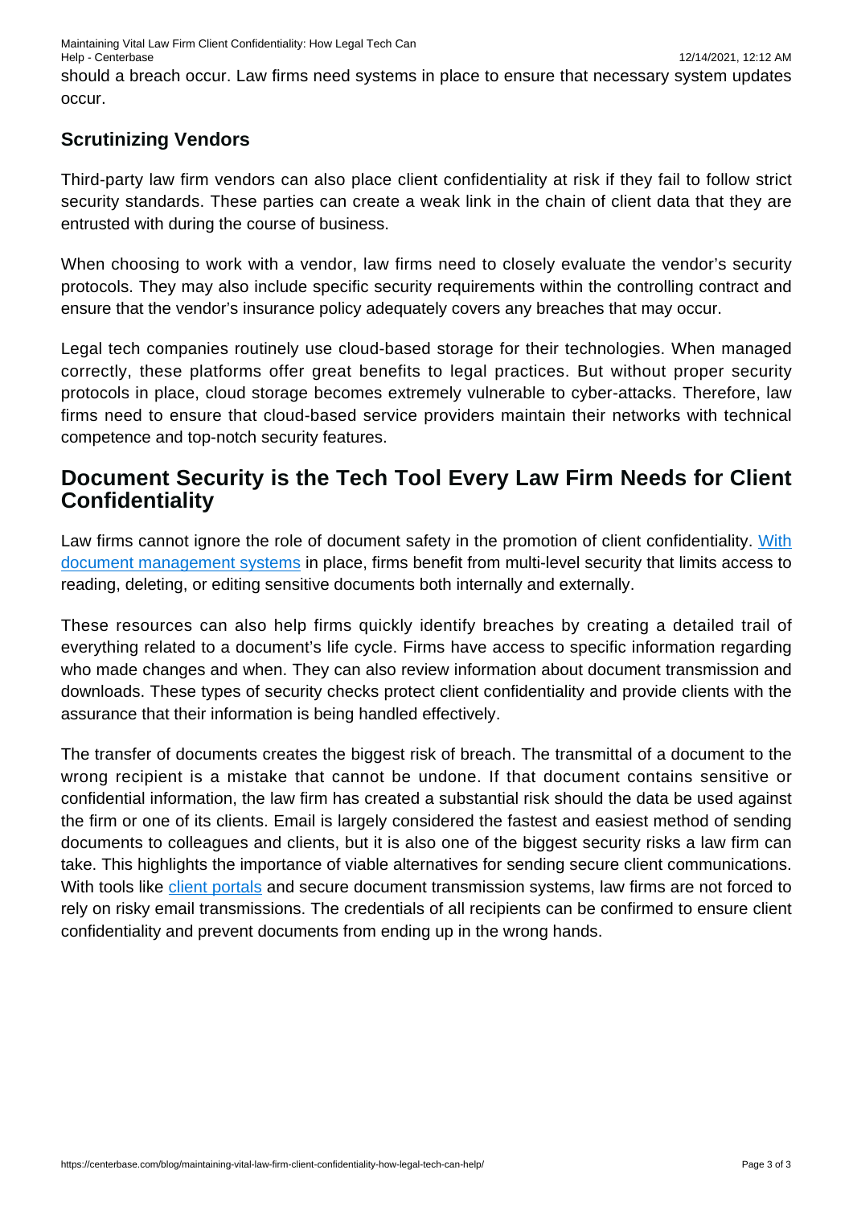should a breach occur. Law firms need systems in place to ensure that necessary system updates occur.

### Scrutinizing Vendors

Third-party law firm vendors can also place client confidentiality at risk if they fail to follow strict security standards. These parties can create a weak link in the chain of client data that they are entrusted with during the course of business.

When choosing to work with a vendor, law firms need to closely evaluate the vendor's security protocols. They may also include specific security requirements within the controlling contract and ensure that the vendor's insurance policy adequately covers any breaches that may occur.

Legal tech companies routinely use cloud-based storage for their technologies. When managed correctly, these platforms offer great benefits to legal practices. But without proper security protocols in place, cloud storage becomes extremely vulnerable to cyber-attacks. Therefore, law firms need to ensure that cloud-based service providers maintain their networks with technical competence and top-notch security features.

## Document Security is the Tech Tool Every Law Firm Needs for Client Confidentiality

Law firms cannot ignore the role of document safety in the promotion of client confidentiality. With document management systems in place, firms benefit from multi-level security that limits access to reading, deleting, or editing sensitive documents both internally and externally.

These resources can also help firms quickly identify breaches by creating a detailed trail of everything related to a document's life cycle. Firms have access to specific information regarding who made changes and when. They can also review information about document transmission and downloads. These types of security checks protect client confidentiality and provide clients with the assurance that their information is being handled effectively.

The transfer of documents creates the biggest risk of breach. The transmittal of a document to the wrong recipient is a mistake that cannot be undone. If that document contains sensitive or confidential information, the law firm has created a substantial risk should the data be used against the firm or one of its clients. Email is largely considered the fastest and easiest method of sending documents to colleagues and clients, but it is also one of the biggest security risks a law firm can take. This highlights the importance of viable alternatives for sending secure client communications. With tools like client portals and secure document transmission systems, law firms are not forced to rely on risky email transmissions. The credentials of all recipients can be confirmed to ensure client confidentiality and prevent documents from ending up in the wrong hands.